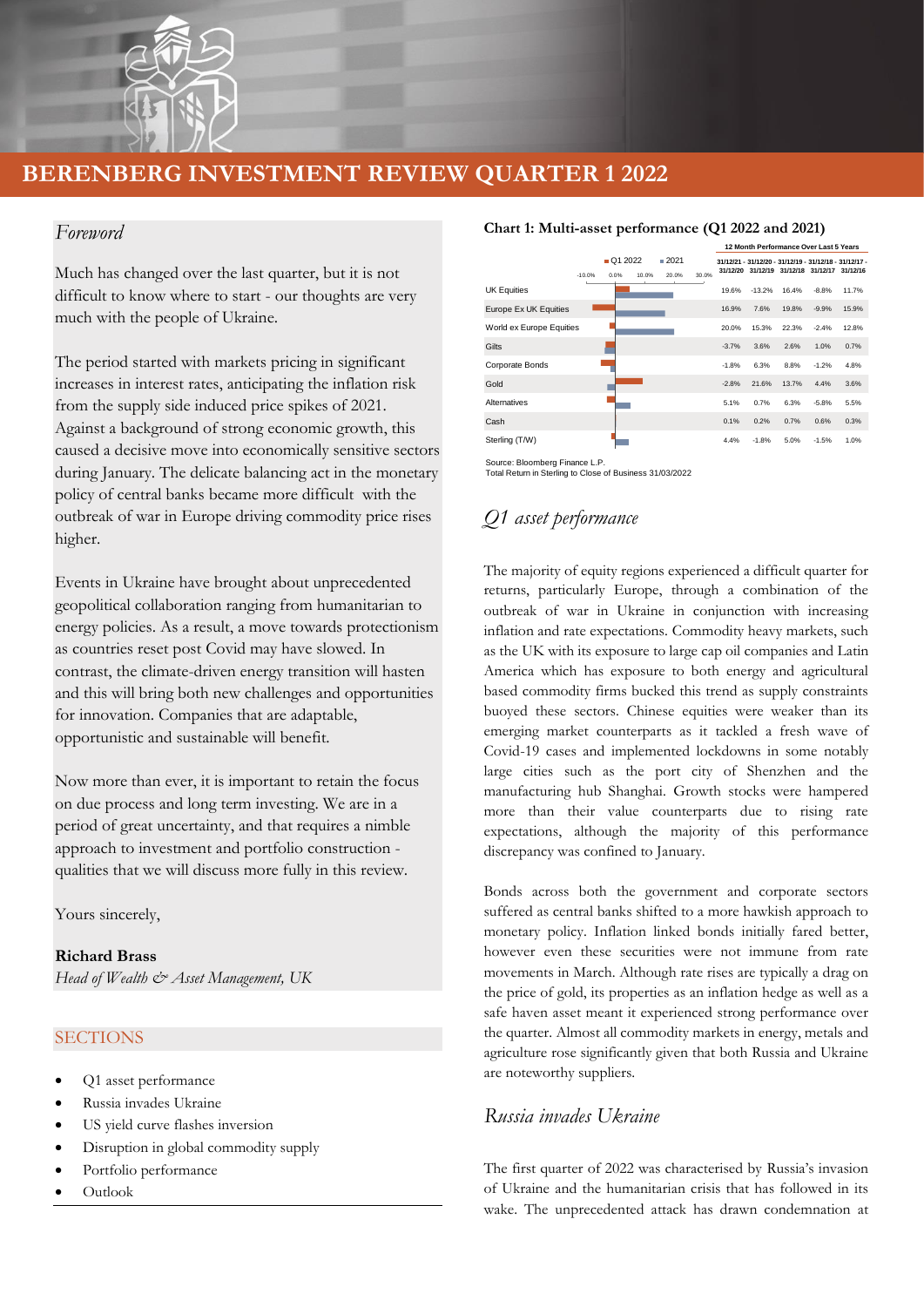# BERENBERG INVESTMENT REVIEW QUARTER 1 2022

## *Foreword*

Much has changed over the last quarter, but it is not difficult to know where to start - our thoughts are very much with the people of Ukraine.

The period started with markets pricing in significant increases in interest rates, anticipating the inflation risk from the supply side induced price spikes of 2021. Against a background of strong economic growth, this caused a decisive move into economically sensitive sectors during January. The delicate balancing act in the monetary policy of central banks became more difficult with the outbreak of war in Europe driving commodity price rises higher.

Events in Ukraine have brought about unprecedented geopolitical collaboration ranging from humanitarian to energy policies. As a result, a move towards protectionism as countries reset post Covid may have slowed. In contrast, the climate-driven energy transition will hasten and this will bring both new challenges and opportunities for innovation. Companies that are adaptable, opportunistic and sustainable will benefit.

Now more than ever, it is important to retain the focus on due process and long term investing. We are in a period of great uncertainty, and that requires a nimble approach to investment and portfolio construction - qualities that we will discuss more fully in this review.

Yours sincerely,

**Richard Brass**
*Head of Wealth & Asset Management, UK*

## SECTIONS

- Q1 asset performance
- Russia invades Ukraine
- US yield curve flashes inversion
- Disruption in global commodity supply
- Portfolio performance
- Outlook

**Chart 1: Multi-asset performance (Q1 2022 and 2021)**

12 Month Performance Over Last 5 Years

| | 31/12/21 - 31/12/20 | 31/12/20 - 31/12/19 | 31/12/19 - 31/12/18 | 31/12/18 - 31/12/17 | 31/12/17 - 31/12/16 |
|---|---|---|---|---|---|
| UK Equities | 19.6% | -13.2% | 16.4% | -8.8% | 11.7% |
| Europe Ex UK Equities | 16.9% | 7.6% | 19.8% | -9.9% | 15.9% |
| World ex Europe Equities | 20.0% | 15.3% | 22.3% | -2.4% | 12.8% |
| Gilts | -3.7% | 3.6% | 2.6% | 1.0% | 0.7% |
| Corporate Bonds | -1.8% | 6.3% | 8.8% | -1.2% | 4.8% |
| Gold | -2.8% | 21.6% | 13.7% | 4.4% | 3.6% |
| Alternatives | 5.1% | 0.7% | 6.3% | -5.8% | 5.5% |
| Cash | 0.1% | 0.2% | 0.7% | 0.6% | 0.3% |
| Sterling (T/W) | 4.4% | -1.8% | 5.0% | -1.5% | 1.0% |

Source: Bloomberg Finance L.P.
Total Return in Sterling to Close of Business 31/03/2022

## *Q1 asset performance*

The majority of equity regions experienced a difficult quarter for returns, particularly Europe, through a combination of the outbreak of war in Ukraine in conjunction with increasing inflation and rate expectations. Commodity heavy markets, such as the UK with its exposure to large cap oil companies and Latin America which has exposure to both energy and agricultural based commodity firms bucked this trend as supply constraints buoyed these sectors. Chinese equities were weaker than its emerging market counterparts as it tackled a fresh wave of Covid-19 cases and implemented lockdowns in some notably large cities such as the port city of Shenzhen and the manufacturing hub Shanghai. Growth stocks were hampered more than their value counterparts due to rising rate expectations, although the majority of this performance discrepancy was confined to January.

Bonds across both the government and corporate sectors suffered as central banks shifted to a more hawkish approach to monetary policy. Inflation linked bonds initially fared better, however even these securities were not immune from rate movements in March. Although rate rises are typically a drag on the price of gold, its properties as an inflation hedge as well as a safe haven asset meant it experienced strong performance over the quarter. Almost all commodity markets in energy, metals and agriculture rose significantly given that both Russia and Ukraine are noteworthy suppliers.

## *Russia invades Ukraine*

The first quarter of 2022 was characterised by Russia's invasion of Ukraine and the humanitarian crisis that has followed in its wake. The unprecedented attack has drawn condemnation at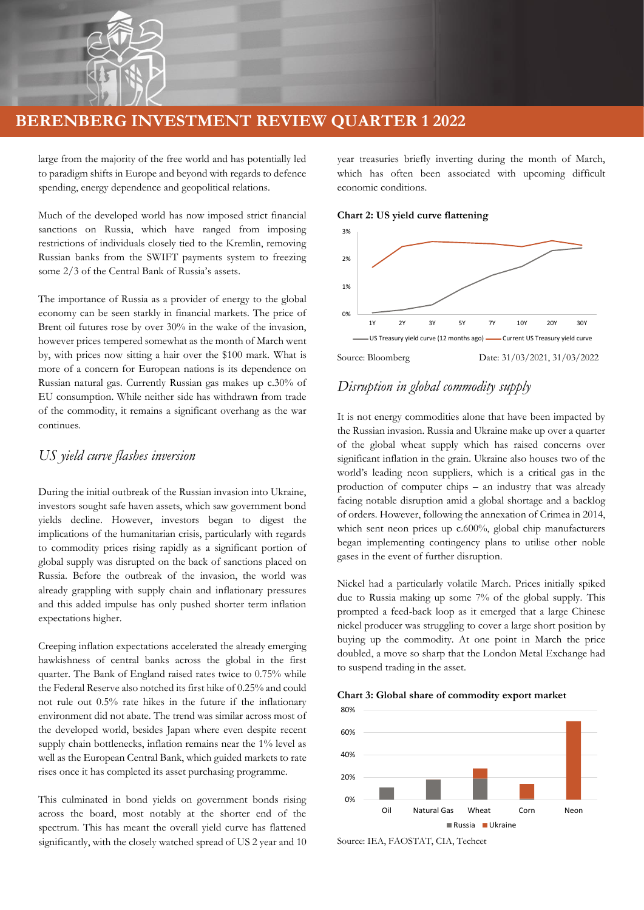large from the majority of the free world and has potentially led to paradigm shifts in Europe and beyond with regards to defence spending, energy dependence and geopolitical relations.

Much of the developed world has now imposed strict financial sanctions on Russia, which have ranged from imposing restrictions of individuals closely tied to the Kremlin, removing Russian banks from the SWIFT payments system to freezing some 2/3 of the Central Bank of Russia's assets.

The importance of Russia as a provider of energy to the global economy can be seen starkly in financial markets. The price of Brent oil futures rose by over 30% in the wake of the invasion, however prices tempered somewhat as the month of March went by, with prices now sitting a hair over the $100 mark. What is more of a concern for European nations is its dependence on Russian natural gas. Currently Russian gas makes up c.30% of EU consumption. While neither side has withdrawn from trade of the commodity, it remains a significant overhang as the war continues.

## *US yield curve flashes inversion*

During the initial outbreak of the Russian invasion into Ukraine, investors sought safe haven assets, which saw government bond yields decline. However, investors began to digest the implications of the humanitarian crisis, particularly with regards to commodity prices rising rapidly as a significant portion of global supply was disrupted on the back of sanctions placed on Russia. Before the outbreak of the invasion, the world was already grappling with supply chain and inflationary pressures and this added impulse has only pushed shorter term inflation expectations higher.

Creeping inflation expectations accelerated the already emerging hawkishness of central banks across the global in the first quarter. The Bank of England raised rates twice to 0.75% while the Federal Reserve also notched its first hike of 0.25% and could not rule out 0.5% rate hikes in the future if the inflationary environment did not abate. The trend was similar across most of the developed world, besides Japan where even despite recent supply chain bottlenecks, inflation remains near the 1% level as well as the European Central Bank, which guided markets to rate rises once it has completed its asset purchasing programme.

This culminated in bond yields on government bonds rising across the board, most notably at the shorter end of the spectrum. This has meant the overall yield curve has flattened significantly, with the closely watched spread of US 2 year and 10 year treasuries briefly inverting during the month of March, which has often been associated with upcoming difficult economic conditions.

**Chart 2: US yield curve flattening**

Source: Bloomberg Date: 31/03/2021, 31/03/2022

## *Disruption in global commodity supply*

It is not energy commodities alone that have been impacted by the Russian invasion. Russia and Ukraine make up over a quarter of the global wheat supply which has raised concerns over significant inflation in the grain. Ukraine also houses two of the world's leading neon suppliers, which is a critical gas in the production of computer chips – an industry that was already facing notable disruption amid a global shortage and a backlog of orders. However, following the annexation of Crimea in 2014, which sent neon prices up c.600%, global chip manufacturers began implementing contingency plans to utilise other noble gases in the event of further disruption.

Nickel had a particularly volatile March. Prices initially spiked due to Russia making up some 7% of the global supply. This prompted a feed-back loop as it emerged that a large Chinese nickel producer was struggling to cover a large short position by buying up the commodity. At one point in March the price doubled, a move so sharp that the London Metal Exchange had to suspend trading in the asset.

**Chart 3: Global share of commodity export market**

Source: IEA, FAOSTAT, CIA, Techcet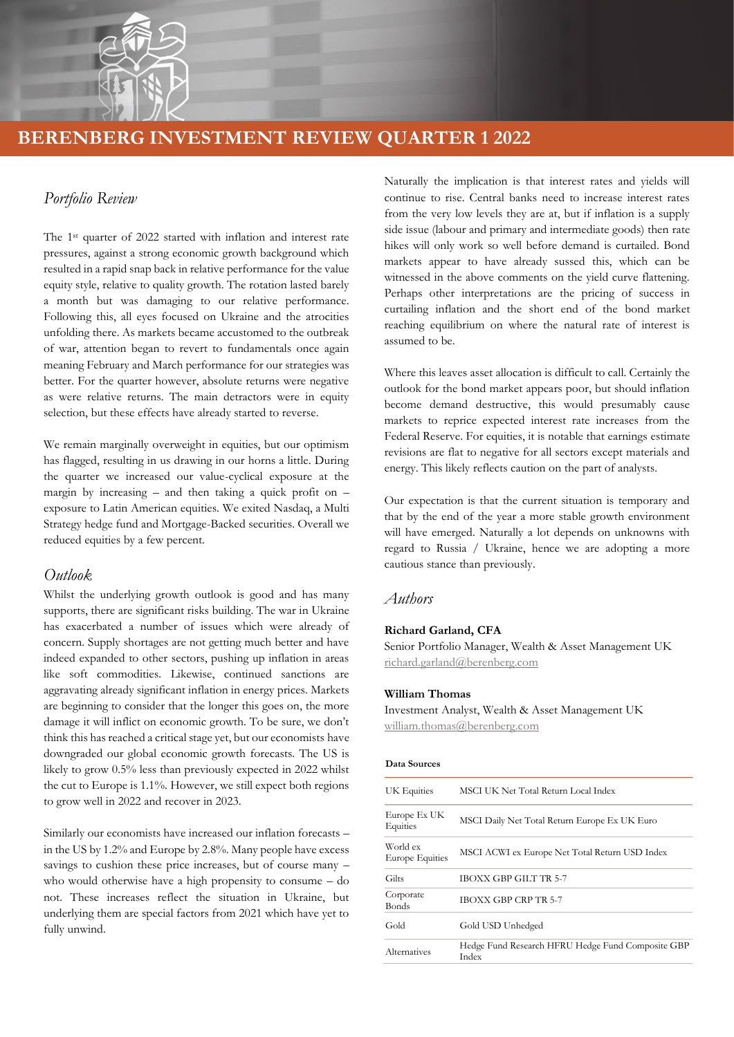# BERENBERG INVESTMENT REVIEW QUARTER 1 2022

## *Portfolio Review*

The 1st quarter of 2022 started with inflation and interest rate pressures, against a strong economic growth background which resulted in a rapid snap back in relative performance for the value equity style, relative to quality growth. The rotation lasted barely a month but was damaging to our relative performance. Following this, all eyes focused on Ukraine and the atrocities unfolding there. As markets became accustomed to the outbreak of war, attention began to revert to fundamentals once again meaning February and March performance for our strategies was better. For the quarter however, absolute returns were negative as were relative returns. The main detractors were in equity selection, but these effects have already started to reverse.

We remain marginally overweight in equities, but our optimism has flagged, resulting in us drawing in our horns a little. During the quarter we increased our value-cyclical exposure at the margin by increasing – and then taking a quick profit on – exposure to Latin American equities. We exited Nasdaq, a Multi Strategy hedge fund and Mortgage-Backed securities. Overall we reduced equities by a few percent.

## *Outlook*

Whilst the underlying growth outlook is good and has many supports, there are significant risks building. The war in Ukraine has exacerbated a number of issues which were already of concern. Supply shortages are not getting much better and have indeed expanded to other sectors, pushing up inflation in areas like soft commodities. Likewise, continued sanctions are aggravating already significant inflation in energy prices. Markets are beginning to consider that the longer this goes on, the more damage it will inflict on economic growth. To be sure, we don't think this has reached a critical stage yet, but our economists have downgraded our global economic growth forecasts. The US is likely to grow 0.5% less than previously expected in 2022 whilst the cut to Europe is 1.1%. However, we still expect both regions to grow well in 2022 and recover in 2023.

Similarly our economists have increased our inflation forecasts – in the US by 1.2% and Europe by 2.8%. Many people have excess savings to cushion these price increases, but of course many – who would otherwise have a high propensity to consume – do not. These increases reflect the situation in Ukraine, but underlying them are special factors from 2021 which have yet to fully unwind.

Naturally the implication is that interest rates and yields will continue to rise. Central banks need to increase interest rates from the very low levels they are at, but if inflation is a supply side issue (labour and primary and intermediate goods) then rate hikes will only work so well before demand is curtailed. Bond markets appear to have already sussed this, which can be witnessed in the above comments on the yield curve flattening. Perhaps other interpretations are the pricing of success in curtailing inflation and the short end of the bond market reaching equilibrium on where the natural rate of interest is assumed to be.

Where this leaves asset allocation is difficult to call. Certainly the outlook for the bond market appears poor, but should inflation become demand destructive, this would presumably cause markets to reprice expected interest rate increases from the Federal Reserve. For equities, it is notable that earnings estimate revisions are flat to negative for all sectors except materials and energy. This likely reflects caution on the part of analysts.

Our expectation is that the current situation is temporary and that by the end of the year a more stable growth environment will have emerged. Naturally a lot depends on unknowns with regard to Russia / Ukraine, hence we are adopting a more cautious stance than previously.

## *Authors*

**Richard Garland, CFA**
Senior Portfolio Manager, Wealth & Asset Management UK
richard.garland@berenberg.com

**William Thomas**
Investment Analyst, Wealth & Asset Management UK
william.thomas@berenberg.com

**Data Sources**

| | |
|---|---|
| UK Equities | MSCI UK Net Total Return Local Index |
| Europe Ex UK Equities | MSCI Daily Net Total Return Europe Ex UK Euro |
| World ex Europe Equities | MSCI ACWI ex Europe Net Total Return USD Index |
| Gilts | IBOXX GBP GILT TR 5-7 |
| Corporate Bonds | IBOXX GBP CRP TR 5-7 |
| Gold | Gold USD Unhedged |
| Alternatives | Hedge Fund Research HFRU Hedge Fund Composite GBP Index |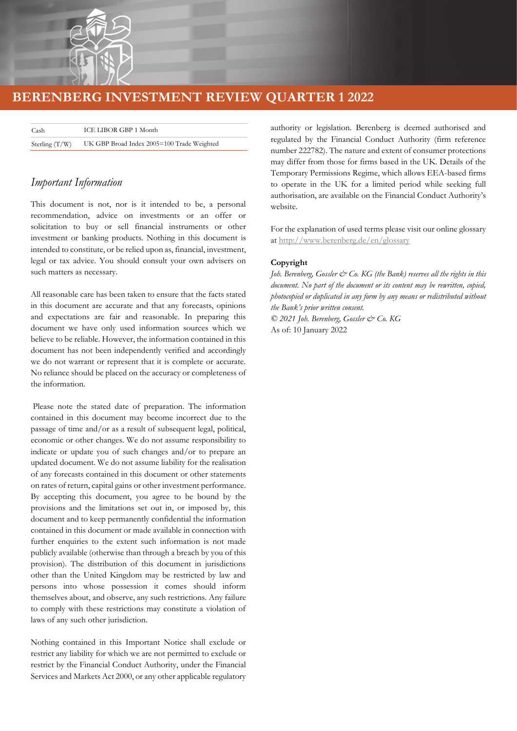| | |
|---|---|
| Cash | ICE LIBOR GBP 1 Month |
| Sterling (T/W) | UK GBP Broad Index 2005=100 Trade Weighted |

## *Important Information*

This document is not, nor is it intended to be, a personal recommendation, advice on investments or an offer or solicitation to buy or sell financial instruments or other investment or banking products. Nothing in this document is intended to constitute, or be relied upon as, financial, investment, legal or tax advice. You should consult your own advisers on such matters as necessary.

All reasonable care has been taken to ensure that the facts stated in this document are accurate and that any forecasts, opinions and expectations are fair and reasonable. In preparing this document we have only used information sources which we believe to be reliable. However, the information contained in this document has not been independently verified and accordingly we do not warrant or represent that it is complete or accurate. No reliance should be placed on the accuracy or completeness of the information.

Please note the stated date of preparation. The information contained in this document may become incorrect due to the passage of time and/or as a result of subsequent legal, political, economic or other changes. We do not assume responsibility to indicate or update you of such changes and/or to prepare an updated document. We do not assume liability for the realisation of any forecasts contained in this document or other statements on rates of return, capital gains or other investment performance. By accepting this document, you agree to be bound by the provisions and the limitations set out in, or imposed by, this document and to keep permanently confidential the information contained in this document or made available in connection with further enquiries to the extent such information is not made publicly available (otherwise than through a breach by you of this provision). The distribution of this document in jurisdictions other than the United Kingdom may be restricted by law and persons into whose possession it comes should inform themselves about, and observe, any such restrictions. Any failure to comply with these restrictions may constitute a violation of laws of any such other jurisdiction.

Nothing contained in this Important Notice shall exclude or restrict any liability for which we are not permitted to exclude or restrict by the Financial Conduct Authority, under the Financial Services and Markets Act 2000, or any other applicable regulatory authority or legislation. Berenberg is deemed authorised and regulated by the Financial Conduct Authority (firm reference number 222782). The nature and extent of consumer protections may differ from those for firms based in the UK. Details of the Temporary Permissions Regime, which allows EEA-based firms to operate in the UK for a limited period while seeking full authorisation, are available on the Financial Conduct Authority's website.

For the explanation of used terms please visit our online glossary at http://www.berenberg.de/en/glossary

**Copyright**

*Joh. Berenberg, Gossler & Co. KG (the Bank) reserves all the rights in this document. No part of the document or its content may be rewritten, copied, photocopied or duplicated in any form by any means or redistributed without the Bank's prior written consent.*

*© 2021 Joh. Berenberg, Gossler & Co. KG*

As of: 10 January 2022